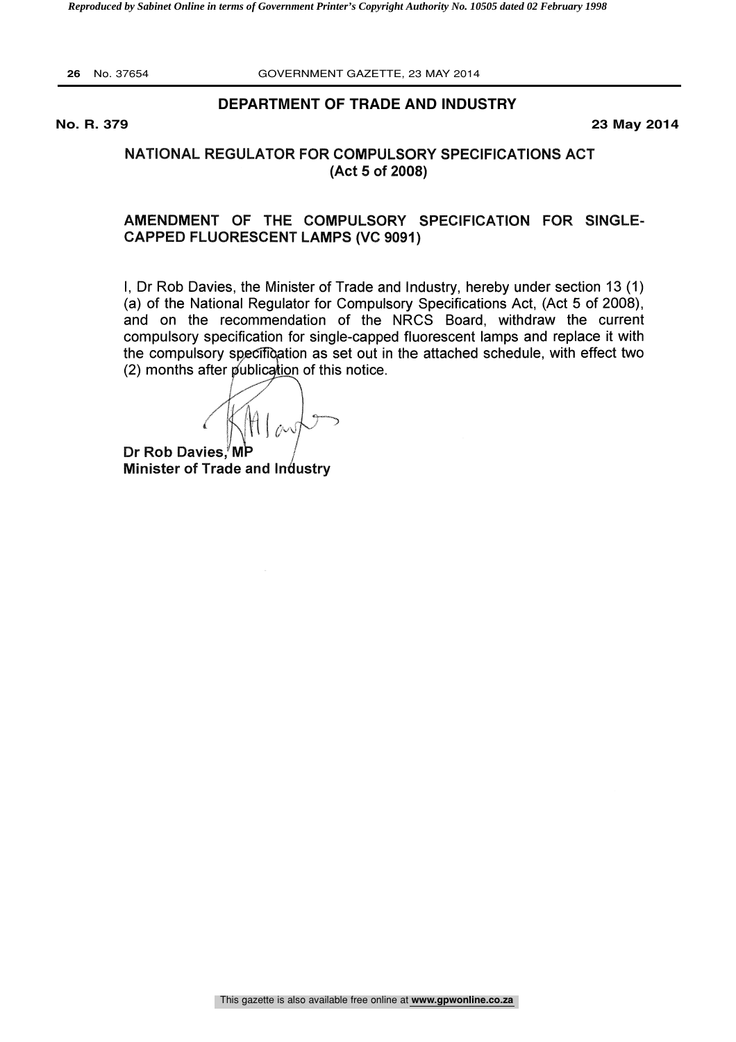## DEPARTMENT OF TRADE AND INDUSTRY

**No. R. 379** **23 May 2014**

### NATIONAL REGULATOR FOR COMPULSORY SPECIFICATIONS ACT (Act 5 of 2008)

### AMENDMENT OF THE COMPULSORY SPECIFICATION FOR SINGLE-CAPPED FLUORESCENT LAMPS (VC 9091)

I, Dr Rob Davies, the Minister of Trade and Industry, hereby under section 13 (1) (a) of the National Regulator for Compulsory Specifications Act, (Act 5 of 2008), and on the recommendation of the NRCS Board, withdraw the current compulsory specification for single-capped fluorescent lamps and replace it with the compulsory specification as set out in the attached schedule, with effect two (2) months after publication of this notice.

**Dr Rob Davies, MP**
**Minister of Trade and Industry**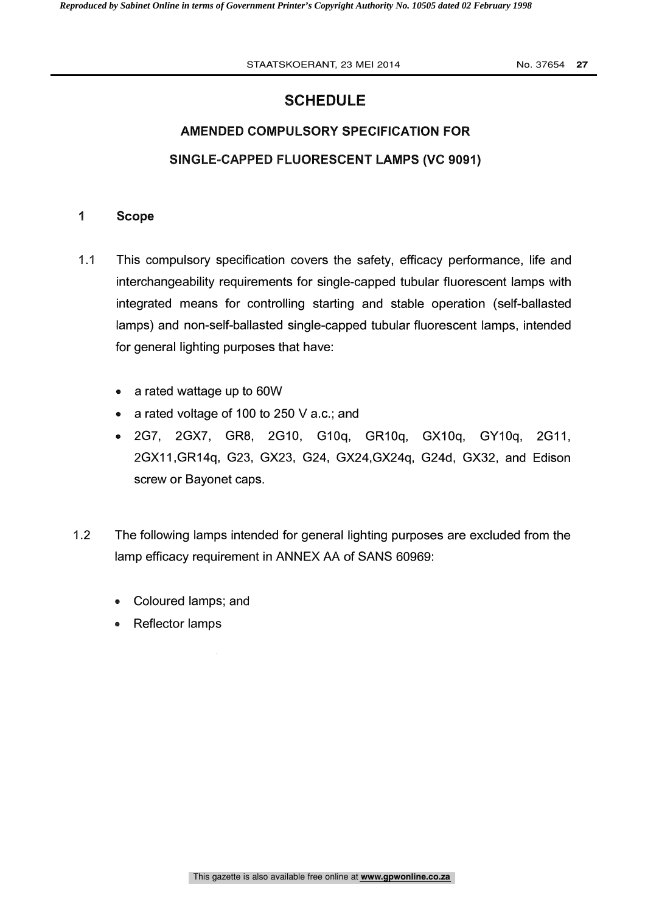# SCHEDULE

## AMENDED COMPULSORY SPECIFICATION FOR SINGLE-CAPPED FLUORESCENT LAMPS (VC 9091)

### 1 Scope

1.1 This compulsory specification covers the safety, efficacy performance, life and interchangeability requirements for single-capped tubular fluorescent lamps with integrated means for controlling starting and stable operation (self-ballasted lamps) and non-self-ballasted single-capped tubular fluorescent lamps, intended for general lighting purposes that have:

- a rated wattage up to 60W
- a rated voltage of 100 to 250 V a.c.; and
- 2G7, 2GX7, GR8, 2G10, G10q, GR10q, GX10q, GY10q, 2G11, 2GX11,GR14q, G23, GX23, G24, GX24,GX24q, G24d, GX32, and Edison screw or Bayonet caps.

1.2 The following lamps intended for general lighting purposes are excluded from the lamp efficacy requirement in ANNEX AA of SANS 60969:

- Coloured lamps; and
- Reflector lamps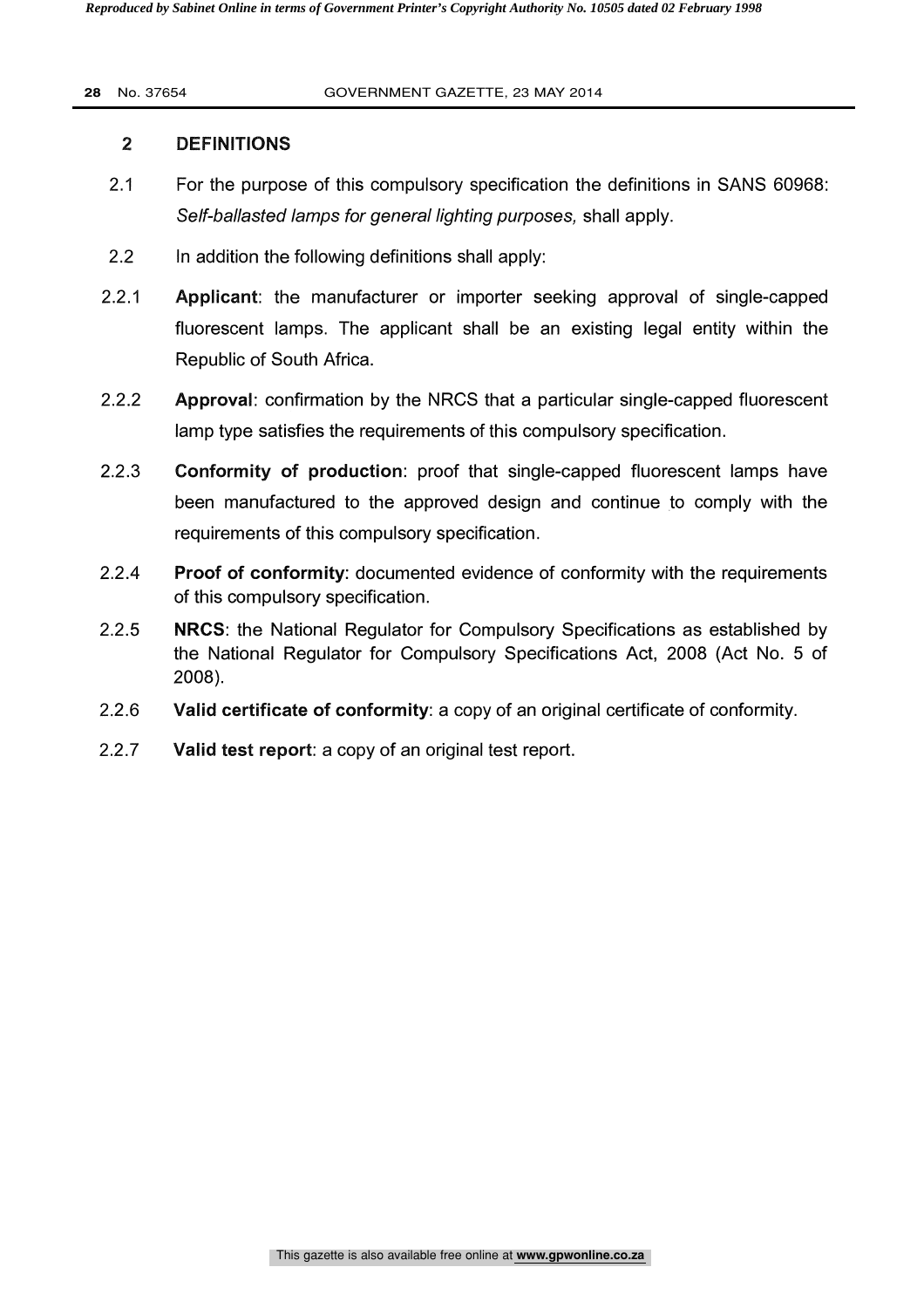## 2 DEFINITIONS

2.1 For the purpose of this compulsory specification the definitions in SANS 60968: *Self-ballasted lamps for general lighting purposes,* shall apply.

2.2 In addition the following definitions shall apply:

2.2.1 **Applicant**: the manufacturer or importer seeking approval of single-capped fluorescent lamps. The applicant shall be an existing legal entity within the Republic of South Africa.

2.2.2 **Approval**: confirmation by the NRCS that a particular single-capped fluorescent lamp type satisfies the requirements of this compulsory specification.

2.2.3 **Conformity of production**: proof that single-capped fluorescent lamps have been manufactured to the approved design and continue to comply with the requirements of this compulsory specification.

2.2.4 **Proof of conformity**: documented evidence of conformity with the requirements of this compulsory specification.

2.2.5 **NRCS**: the National Regulator for Compulsory Specifications as established by the National Regulator for Compulsory Specifications Act, 2008 (Act No. 5 of 2008).

2.2.6 **Valid certificate of conformity**: a copy of an original certificate of conformity.

2.2.7 **Valid test report**: a copy of an original test report.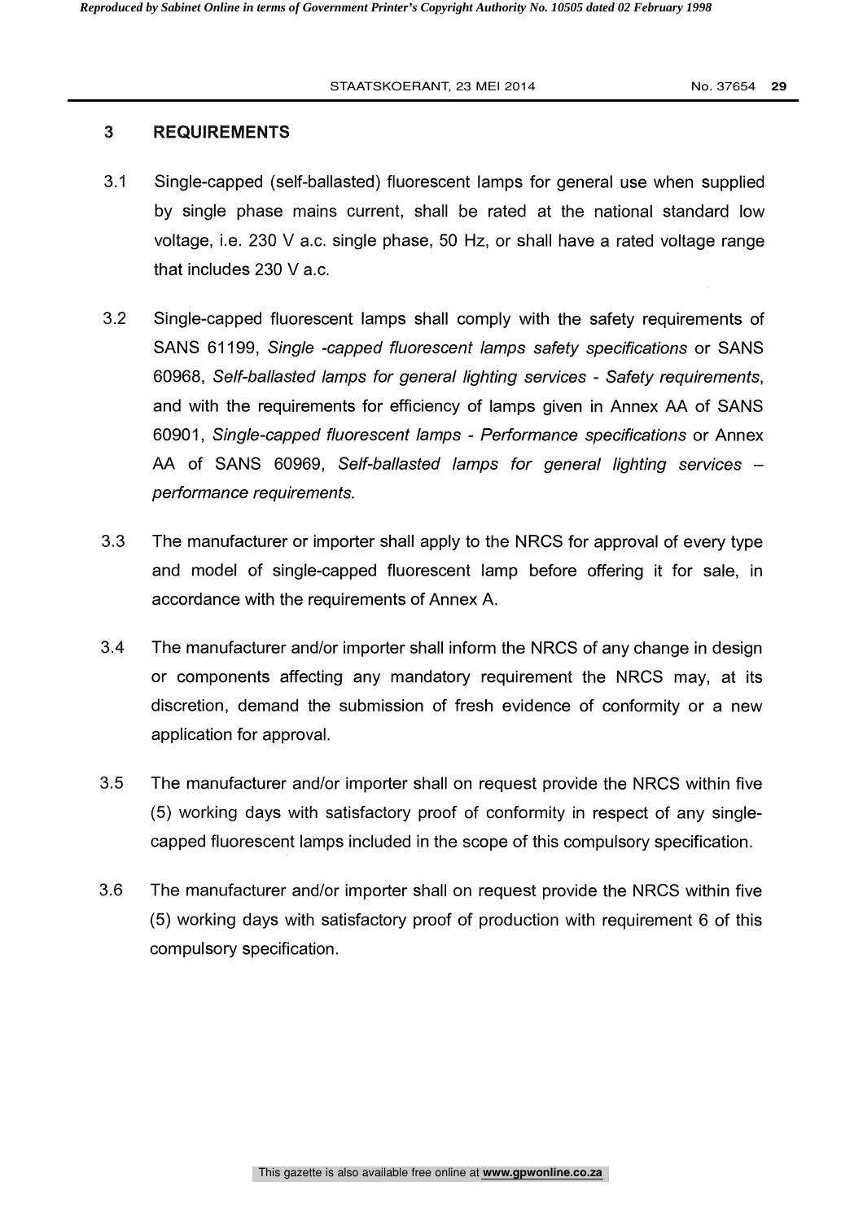## 3 REQUIREMENTS

3.1 Single-capped (self-ballasted) fluorescent lamps for general use when supplied by single phase mains current, shall be rated at the national standard low voltage, i.e. 230 V a.c. single phase, 50 Hz, or shall have a rated voltage range that includes 230 V a.c.

3.2 Single-capped fluorescent lamps shall comply with the safety requirements of SANS 61199, *Single -capped fluorescent lamps safety specifications* or SANS 60968, *Self-ballasted lamps for general lighting services - Safety requirements*, and with the requirements for efficiency of lamps given in Annex AA of SANS 60901, *Single-capped fluorescent lamps - Performance specifications* or Annex AA of SANS 60969, *Self-ballasted lamps for general lighting services – performance requirements.*

3.3 The manufacturer or importer shall apply to the NRCS for approval of every type and model of single-capped fluorescent lamp before offering it for sale, in accordance with the requirements of Annex A.

3.4 The manufacturer and/or importer shall inform the NRCS of any change in design or components affecting any mandatory requirement the NRCS may, at its discretion, demand the submission of fresh evidence of conformity or a new application for approval.

3.5 The manufacturer and/or importer shall on request provide the NRCS within five (5) working days with satisfactory proof of conformity in respect of any single-capped fluorescent lamps included in the scope of this compulsory specification.

3.6 The manufacturer and/or importer shall on request provide the NRCS within five (5) working days with satisfactory proof of production with requirement 6 of this compulsory specification.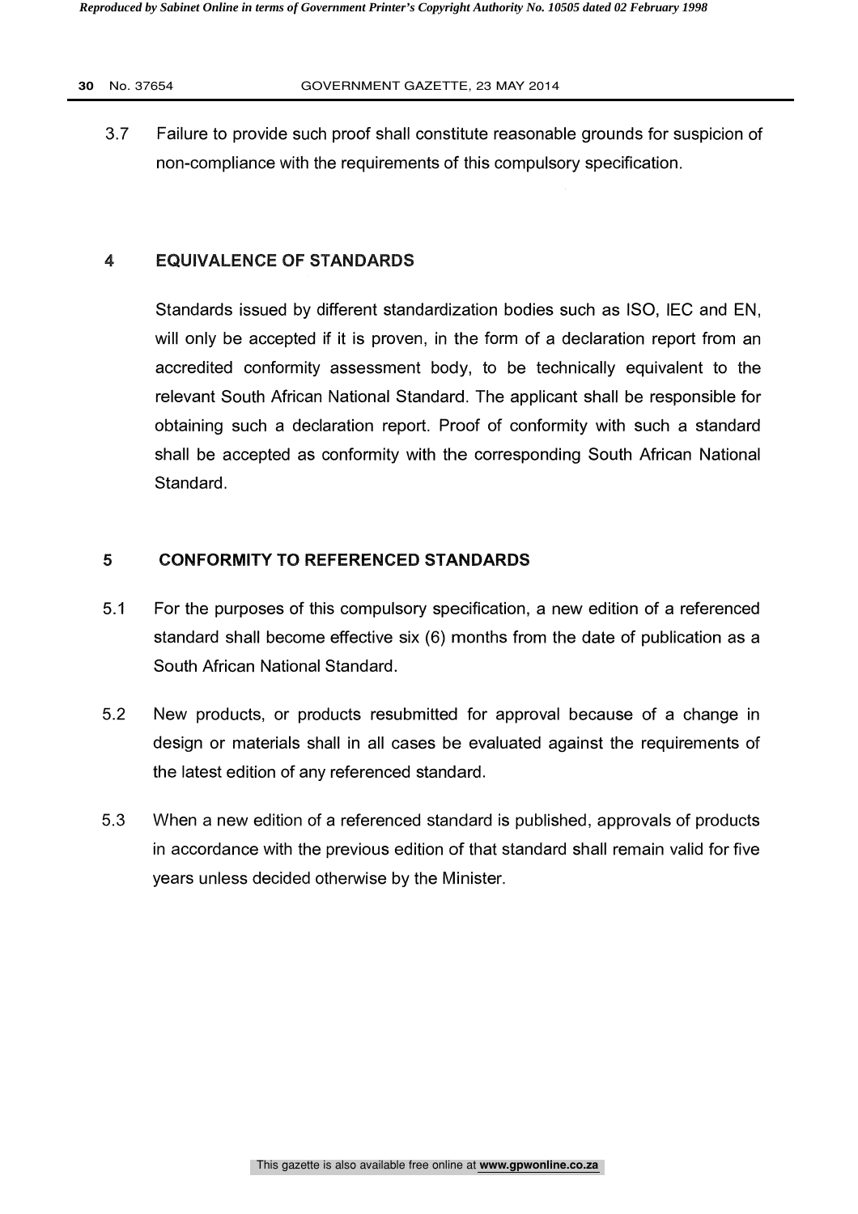3.7 Failure to provide such proof shall constitute reasonable grounds for suspicion of non-compliance with the requirements of this compulsory specification.

## 4 EQUIVALENCE OF STANDARDS

Standards issued by different standardization bodies such as ISO, IEC and EN, will only be accepted if it is proven, in the form of a declaration report from an accredited conformity assessment body, to be technically equivalent to the relevant South African National Standard. The applicant shall be responsible for obtaining such a declaration report. Proof of conformity with such a standard shall be accepted as conformity with the corresponding South African National Standard.

## 5 CONFORMITY TO REFERENCED STANDARDS

5.1 For the purposes of this compulsory specification, a new edition of a referenced standard shall become effective six (6) months from the date of publication as a South African National Standard.

5.2 New products, or products resubmitted for approval because of a change in design or materials shall in all cases be evaluated against the requirements of the latest edition of any referenced standard.

5.3 When a new edition of a referenced standard is published, approvals of products in accordance with the previous edition of that standard shall remain valid for five years unless decided otherwise by the Minister.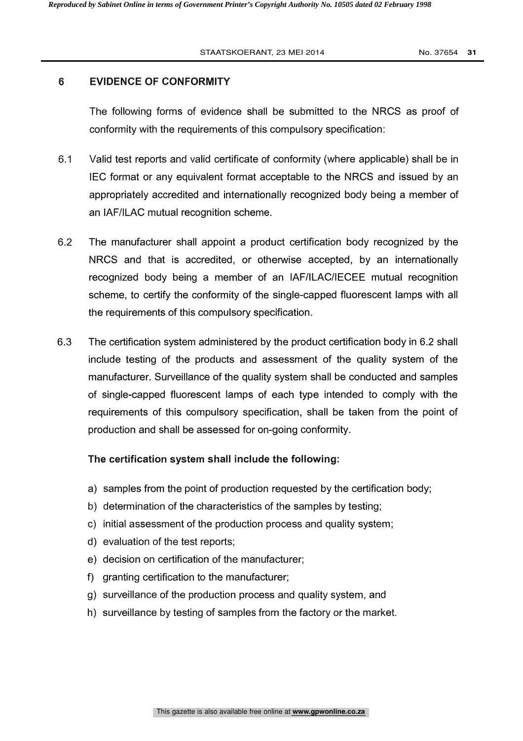## 6 EVIDENCE OF CONFORMITY

The following forms of evidence shall be submitted to the NRCS as proof of conformity with the requirements of this compulsory specification:

6.1 Valid test reports and valid certificate of conformity (where applicable) shall be in IEC format or any equivalent format acceptable to the NRCS and issued by an appropriately accredited and internationally recognized body being a member of an IAF/ILAC mutual recognition scheme.

6.2 The manufacturer shall appoint a product certification body recognized by the NRCS and that is accredited, or otherwise accepted, by an internationally recognized body being a member of an IAF/ILAC/IECEE mutual recognition scheme, to certify the conformity of the single-capped fluorescent lamps with all the requirements of this compulsory specification.

6.3 The certification system administered by the product certification body in 6.2 shall include testing of the products and assessment of the quality system of the manufacturer. Surveillance of the quality system shall be conducted and samples of single-capped fluorescent lamps of each type intended to comply with the requirements of this compulsory specification, shall be taken from the point of production and shall be assessed for on-going conformity.

**The certification system shall include the following:**

a) samples from the point of production requested by the certification body;
b) determination of the characteristics of the samples by testing;
c) initial assessment of the production process and quality system;
d) evaluation of the test reports;
e) decision on certification of the manufacturer;
f) granting certification to the manufacturer;
g) surveillance of the production process and quality system, and
h) surveillance by testing of samples from the factory or the market.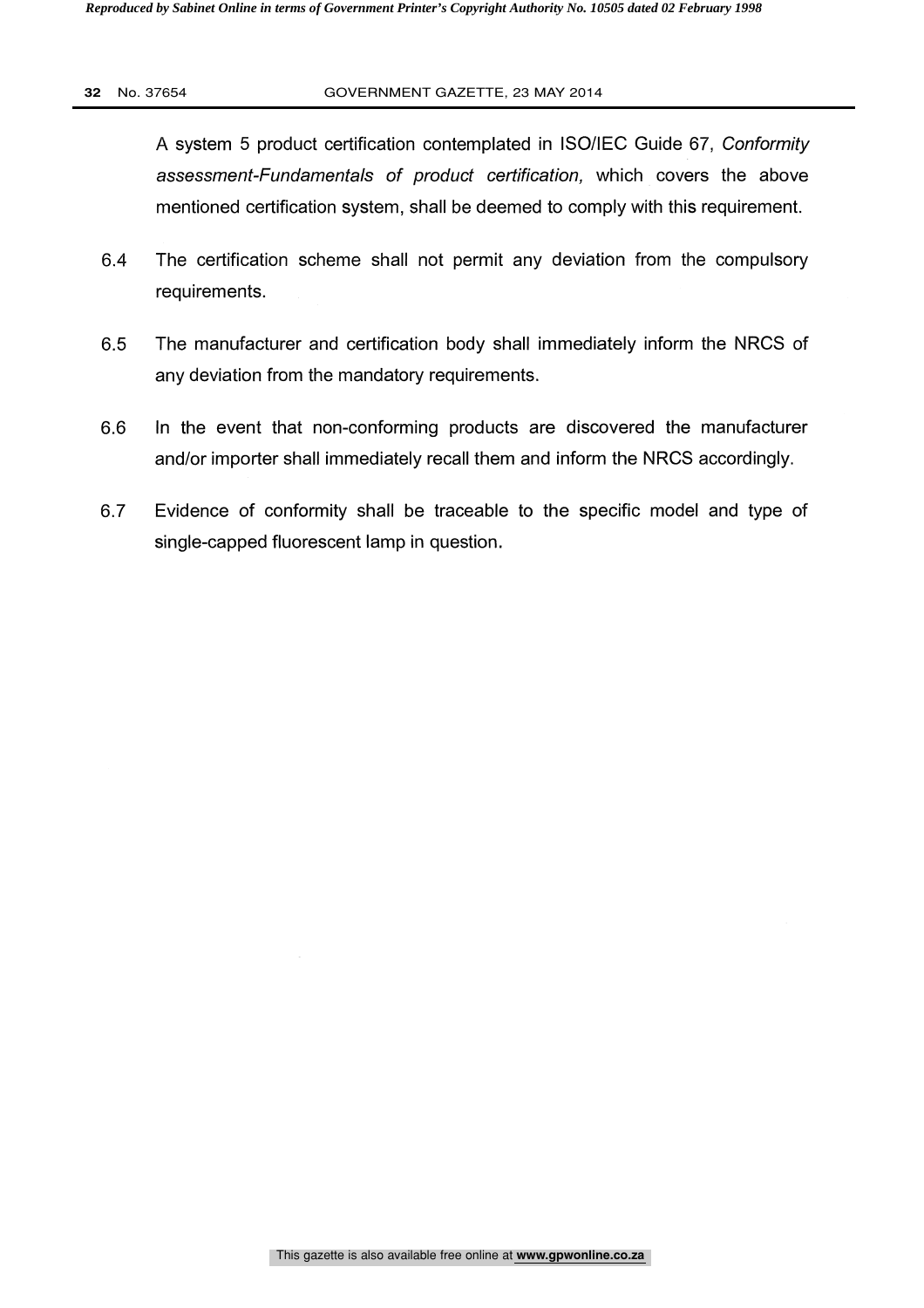A system 5 product certification contemplated in ISO/IEC Guide 67, *Conformity assessment-Fundamentals of product certification,* which covers the above mentioned certification system, shall be deemed to comply with this requirement.

6.4 The certification scheme shall not permit any deviation from the compulsory requirements.

6.5 The manufacturer and certification body shall immediately inform the NRCS of any deviation from the mandatory requirements.

6.6 In the event that non-conforming products are discovered the manufacturer and/or importer shall immediately recall them and inform the NRCS accordingly.

6.7 Evidence of conformity shall be traceable to the specific model and type of single-capped fluorescent lamp in question.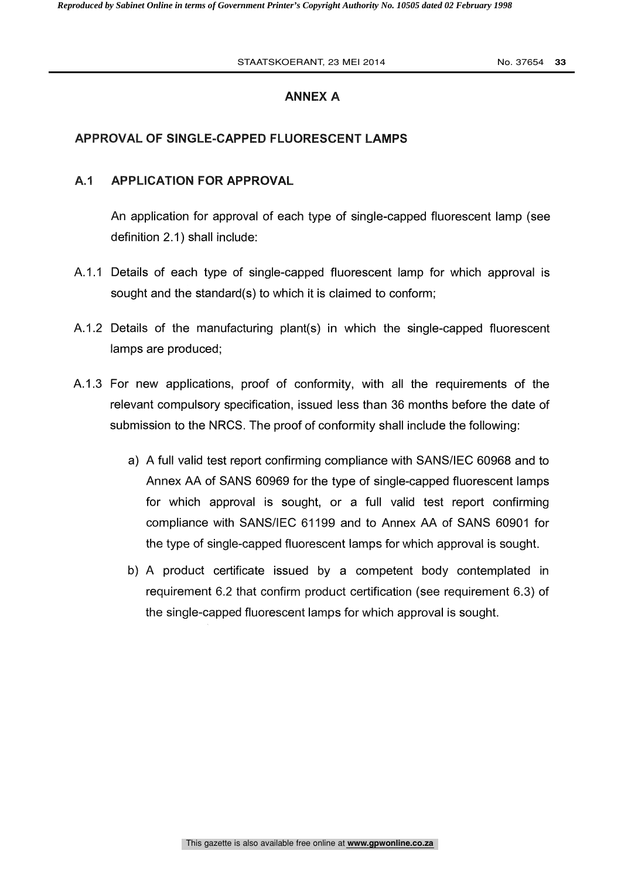# ANNEX A

## APPROVAL OF SINGLE-CAPPED FLUORESCENT LAMPS

### A.1 APPLICATION FOR APPROVAL

An application for approval of each type of single-capped fluorescent lamp (see definition 2.1) shall include:

A.1.1 Details of each type of single-capped fluorescent lamp for which approval is sought and the standard(s) to which it is claimed to conform;

A.1.2 Details of the manufacturing plant(s) in which the single-capped fluorescent lamps are produced;

A.1.3 For new applications, proof of conformity, with all the requirements of the relevant compulsory specification, issued less than 36 months before the date of submission to the NRCS. The proof of conformity shall include the following:

a) A full valid test report confirming compliance with SANS/IEC 60968 and to Annex AA of SANS 60969 for the type of single-capped fluorescent lamps for which approval is sought, or a full valid test report confirming compliance with SANS/IEC 61199 and to Annex AA of SANS 60901 for the type of single-capped fluorescent lamps for which approval is sought.

b) A product certificate issued by a competent body contemplated in requirement 6.2 that confirm product certification (see requirement 6.3) of the single-capped fluorescent lamps for which approval is sought.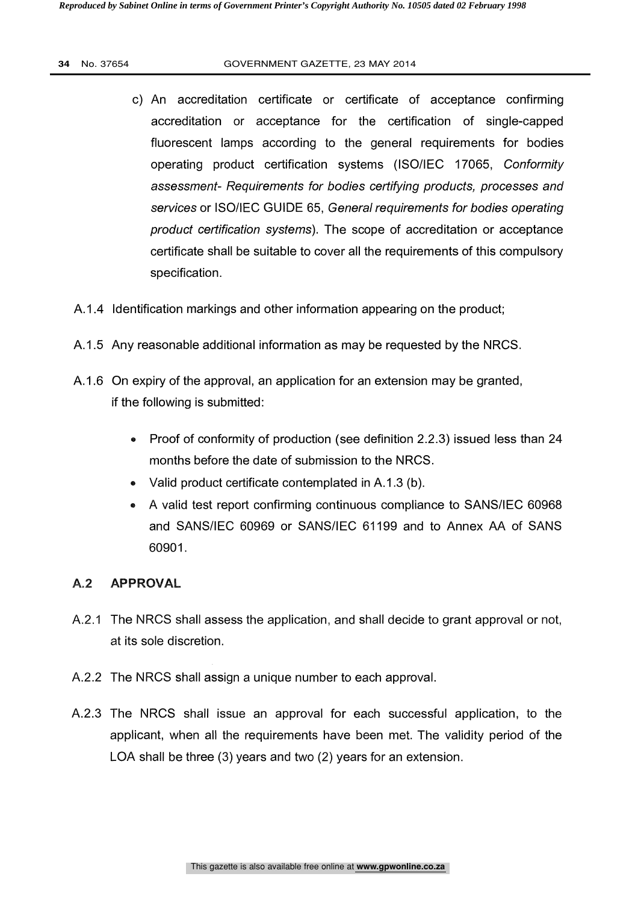c) An accreditation certificate or certificate of acceptance confirming accreditation or acceptance for the certification of single-capped fluorescent lamps according to the general requirements for bodies operating product certification systems (ISO/IEC 17065, *Conformity assessment- Requirements for bodies certifying products, processes and services* or ISO/IEC GUIDE 65, *General requirements for bodies operating product certification systems*). The scope of accreditation or acceptance certificate shall be suitable to cover all the requirements of this compulsory specification.

A.1.4 Identification markings and other information appearing on the product;

A.1.5 Any reasonable additional information as may be requested by the NRCS.

A.1.6 On expiry of the approval, an application for an extension may be granted, if the following is submitted:

- Proof of conformity of production (see definition 2.2.3) issued less than 24 months before the date of submission to the NRCS.
- Valid product certificate contemplated in A.1.3 (b).
- A valid test report confirming continuous compliance to SANS/IEC 60968 and SANS/IEC 60969 or SANS/IEC 61199 and to Annex AA of SANS 60901.

## A.2 APPROVAL

A.2.1 The NRCS shall assess the application, and shall decide to grant approval or not, at its sole discretion.

A.2.2 The NRCS shall assign a unique number to each approval.

A.2.3 The NRCS shall issue an approval for each successful application, to the applicant, when all the requirements have been met. The validity period of the LOA shall be three (3) years and two (2) years for an extension.